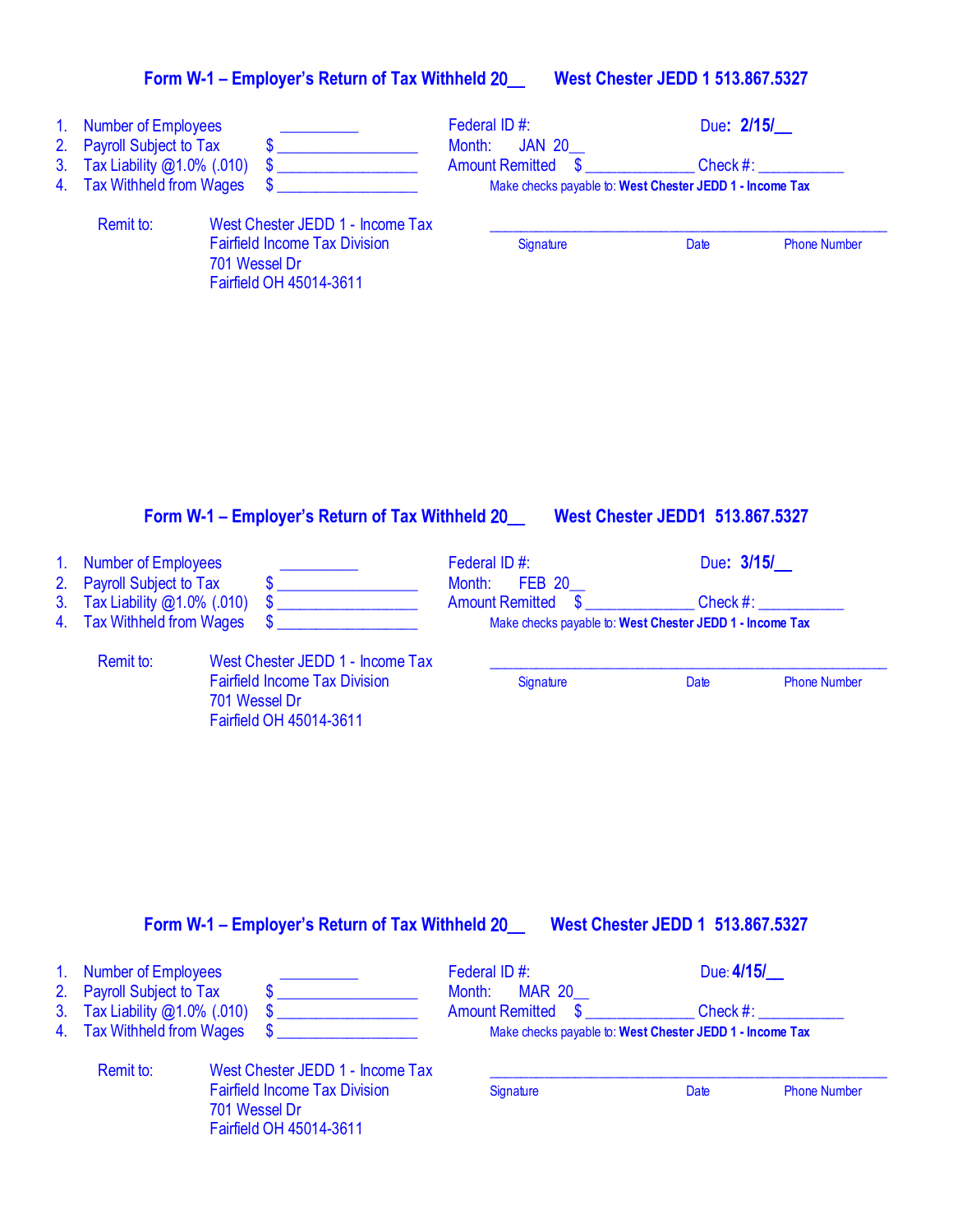## Form W-1 – Employer's Return of Tax Withheld 20__ West Chester JEDD 1 513.867.5327

1. Number of Employees __________
2. Payroll Subject to Tax $ __________________
3. Tax Liability @1.0% (.010) $ __________________
4. Tax Withheld from Wages $ __________________

Federal ID #: Due: **2/15/__**

Month: JAN 20__

Amount Remitted $ ______________ Check #: ___________

Make checks payable to: **West Chester JEDD 1 - Income Tax**

Remit to: West Chester JEDD 1 - Income Tax
Fairfield Income Tax Division
701 Wessel Dr
Fairfield OH 45014-3611

_______________________________________________________

Signature Date Phone Number

## Form W-1 – Employer's Return of Tax Withheld 20__ West Chester JEDD1 513.867.5327

1. Number of Employees __________
2. Payroll Subject to Tax $ __________________
3. Tax Liability @1.0% (.010) $ __________________
4. Tax Withheld from Wages $ __________________

Federal ID #: Due: **3/15/__**

Month: FEB 20__

Amount Remitted $ ______________ Check #: ___________

Make checks payable to: **West Chester JEDD 1 - Income Tax**

Remit to: West Chester JEDD 1 - Income Tax
Fairfield Income Tax Division
701 Wessel Dr
Fairfield OH 45014-3611

_______________________________________________________

Signature Date Phone Number

## Form W-1 – Employer's Return of Tax Withheld 20__ West Chester JEDD 1 513.867.5327

1. Number of Employees __________
2. Payroll Subject to Tax $ __________________
3. Tax Liability @1.0% (.010) $ __________________
4. Tax Withheld from Wages $ __________________

Federal ID #: Due: **4/15/__**

Month: MAR 20__

Amount Remitted $ ______________ Check #: ___________

Make checks payable to: **West Chester JEDD 1 - Income Tax**

Remit to: West Chester JEDD 1 - Income Tax
Fairfield Income Tax Division
701 Wessel Dr
Fairfield OH 45014-3611

_______________________________________________________

Signature Date Phone Number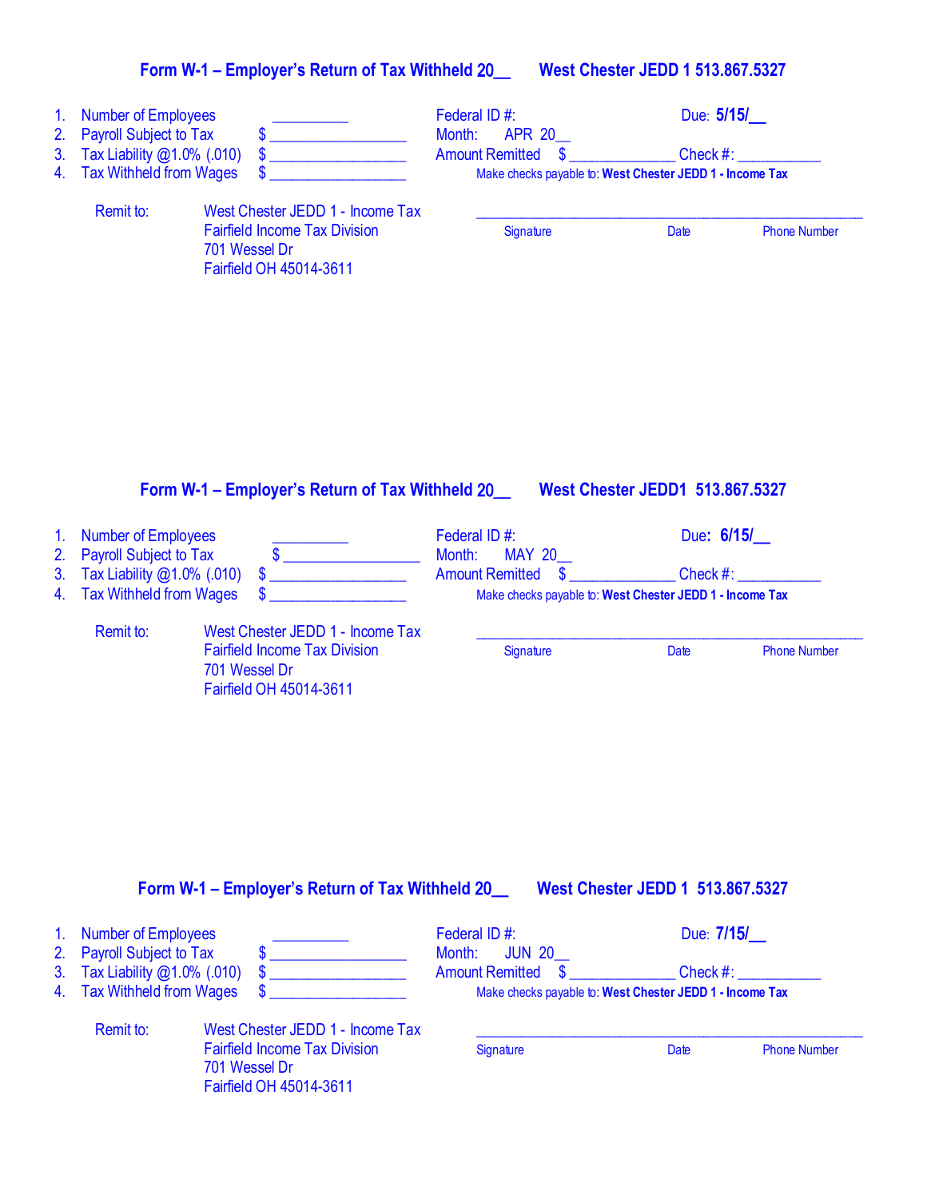## Form W-1 – Employer's Return of Tax Withheld 20__  West Chester JEDD 1 513.867.5327

1. Number of Employees __________
2. Payroll Subject to Tax $ _________________
3. Tax Liability @1.0% (.010) $ _________________
4. Tax Withheld from Wages $ _________________

Federal ID #:  Due: **5/15/__**

Month: APR 20__

Amount Remitted $ _____________ Check #: ___________

Make checks payable to: **West Chester JEDD 1 - Income Tax**

Remit to: West Chester JEDD 1 - Income Tax
Fairfield Income Tax Division
701 Wessel Dr
Fairfield OH 45014-3611

_________________________________________________

Signature  Date  Phone Number

## Form W-1 – Employer's Return of Tax Withheld 20__  West Chester JEDD1 513.867.5327

1. Number of Employees __________
2. Payroll Subject to Tax $ _________________
3. Tax Liability @1.0% (.010) $ _________________
4. Tax Withheld from Wages $ _________________

Federal ID #:  Due: **6/15/__**

Month: MAY 20__

Amount Remitted $ _____________ Check #: ___________

Make checks payable to: **West Chester JEDD 1 - Income Tax**

Remit to: West Chester JEDD 1 - Income Tax
Fairfield Income Tax Division
701 Wessel Dr
Fairfield OH 45014-3611

_________________________________________________

Signature  Date  Phone Number

## Form W-1 – Employer's Return of Tax Withheld 20__  West Chester JEDD 1 513.867.5327

1. Number of Employees __________
2. Payroll Subject to Tax $ _________________
3. Tax Liability @1.0% (.010) $ _________________
4. Tax Withheld from Wages $ _________________

Federal ID #:  Due: **7/15/__**

Month: JUN 20__

Amount Remitted $ _____________ Check #: ___________

Make checks payable to: **West Chester JEDD 1 - Income Tax**

Remit to: West Chester JEDD 1 - Income Tax
Fairfield Income Tax Division
701 Wessel Dr
Fairfield OH 45014-3611

_________________________________________________

Signature  Date  Phone Number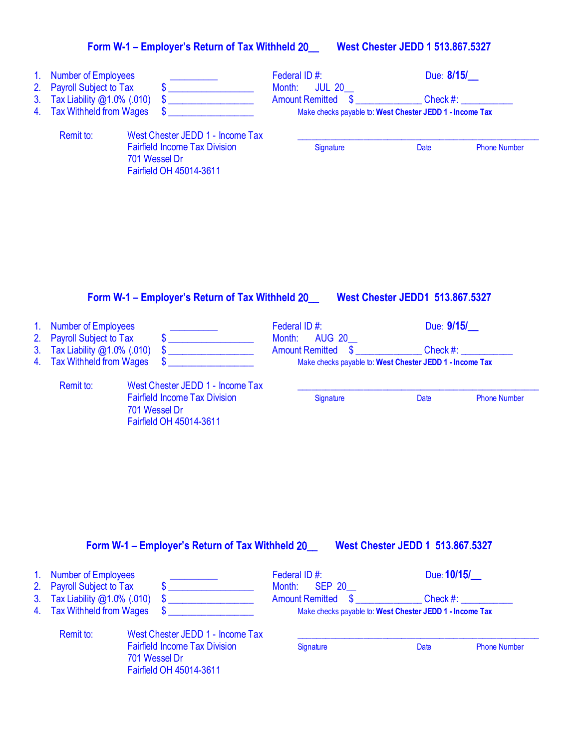## Form W-1 – Employer's Return of Tax Withheld 20__ West Chester JEDD 1 513.867.5327

1. Number of Employees __________
2. Payroll Subject to Tax $ _________________
3. Tax Liability @1.0% (.010) $ _________________
4. Tax Withheld from Wages $ _________________

Federal ID #:

Due: **8/15/__**

Month: JUL 20__

Amount Remitted $ _____________ Check #: ___________

Make checks payable to: **West Chester JEDD 1 - Income Tax**

Remit to: West Chester JEDD 1 - Income Tax
Fairfield Income Tax Division
701 Wessel Dr
Fairfield OH 45014-3611

_______________________________________________

Signature Date Phone Number

## Form W-1 – Employer's Return of Tax Withheld 20__ West Chester JEDD1 513.867.5327

1. Number of Employees __________
2. Payroll Subject to Tax $ _________________
3. Tax Liability @1.0% (.010) $ _________________
4. Tax Withheld from Wages $ _________________

Federal ID #:

Due: **9/15/__**

Month: AUG 20__

Amount Remitted $ _____________ Check #: ___________

Make checks payable to: **West Chester JEDD 1 - Income Tax**

Remit to: West Chester JEDD 1 - Income Tax
Fairfield Income Tax Division
701 Wessel Dr
Fairfield OH 45014-3611

_______________________________________________

Signature Date Phone Number

## Form W-1 – Employer's Return of Tax Withheld 20__ West Chester JEDD 1 513.867.5327

1. Number of Employees __________
2. Payroll Subject to Tax $ _________________
3. Tax Liability @1.0% (.010) $ _________________
4. Tax Withheld from Wages $ _________________

Federal ID #:

Due: **10/15/__**

Month: SEP 20__

Amount Remitted $ _____________ Check #: ___________

Make checks payable to: **West Chester JEDD 1 - Income Tax**

Remit to: West Chester JEDD 1 - Income Tax
Fairfield Income Tax Division
701 Wessel Dr
Fairfield OH 45014-3611

_______________________________________________

Signature Date Phone Number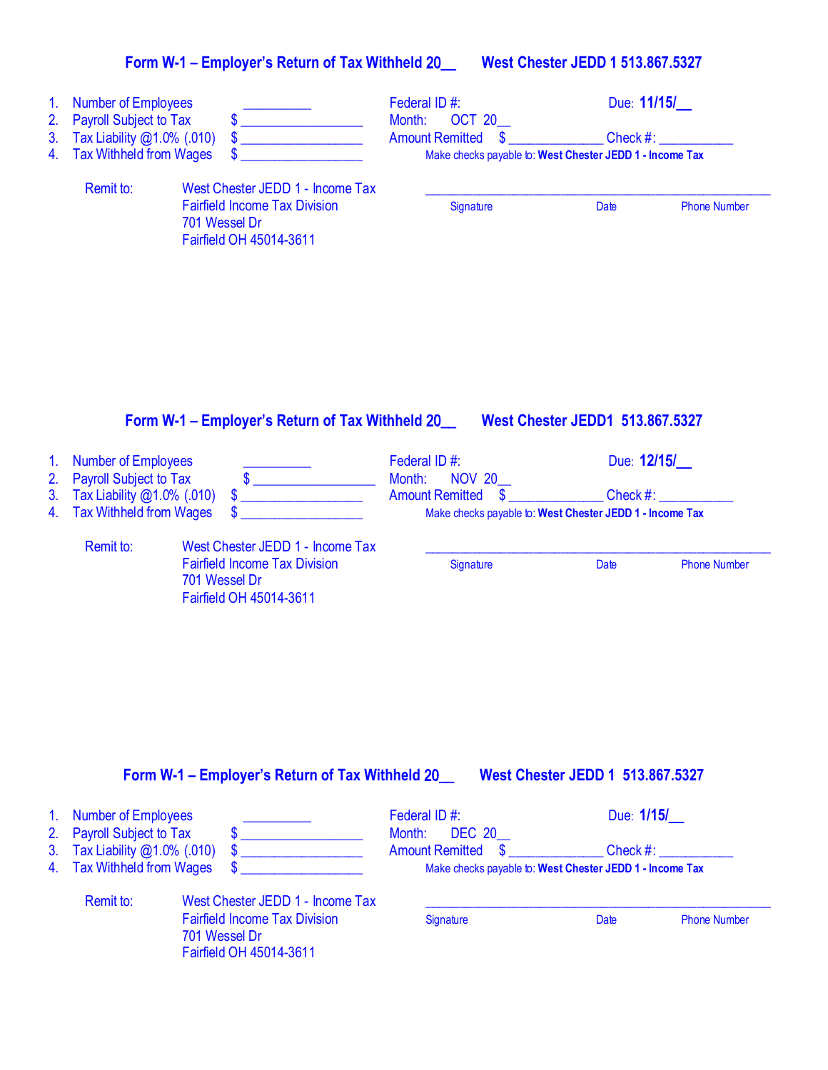## Form W-1 – Employer's Return of Tax Withheld 20__ West Chester JEDD 1 513.867.5327

1. Number of Employees __________
2. Payroll Subject to Tax $ _________________
3. Tax Liability @1.0% (.010) $ _________________
4. Tax Withheld from Wages $ _________________

Federal ID #:

Due: **11/15/__**

Month: OCT 20__

Amount Remitted $ _____________ Check #: ___________

Make checks payable to: **West Chester JEDD 1 - Income Tax**

Remit to: West Chester JEDD 1 - Income Tax
Fairfield Income Tax Division
701 Wessel Dr
Fairfield OH 45014-3611

_______________________________________________

Signature Date Phone Number

## Form W-1 – Employer's Return of Tax Withheld 20__ West Chester JEDD1 513.867.5327

1. Number of Employees __________
2. Payroll Subject to Tax $ _________________
3. Tax Liability @1.0% (.010) $ _________________
4. Tax Withheld from Wages $ _________________

Federal ID #:

Due: **12/15/__**

Month: NOV 20__

Amount Remitted $ _____________ Check #: ___________

Make checks payable to: **West Chester JEDD 1 - Income Tax**

Remit to: West Chester JEDD 1 - Income Tax
Fairfield Income Tax Division
701 Wessel Dr
Fairfield OH 45014-3611

_______________________________________________

Signature Date Phone Number

## Form W-1 – Employer's Return of Tax Withheld 20__ West Chester JEDD 1 513.867.5327

1. Number of Employees __________
2. Payroll Subject to Tax $ _________________
3. Tax Liability @1.0% (.010) $ _________________
4. Tax Withheld from Wages $ _________________

Federal ID #:

Due: **1/15/__**

Month: DEC 20__

Amount Remitted $ _____________ Check #: ___________

Make checks payable to: **West Chester JEDD 1 - Income Tax**

Remit to: West Chester JEDD 1 - Income Tax
Fairfield Income Tax Division
701 Wessel Dr
Fairfield OH 45014-3611

_______________________________________________

Signature Date Phone Number